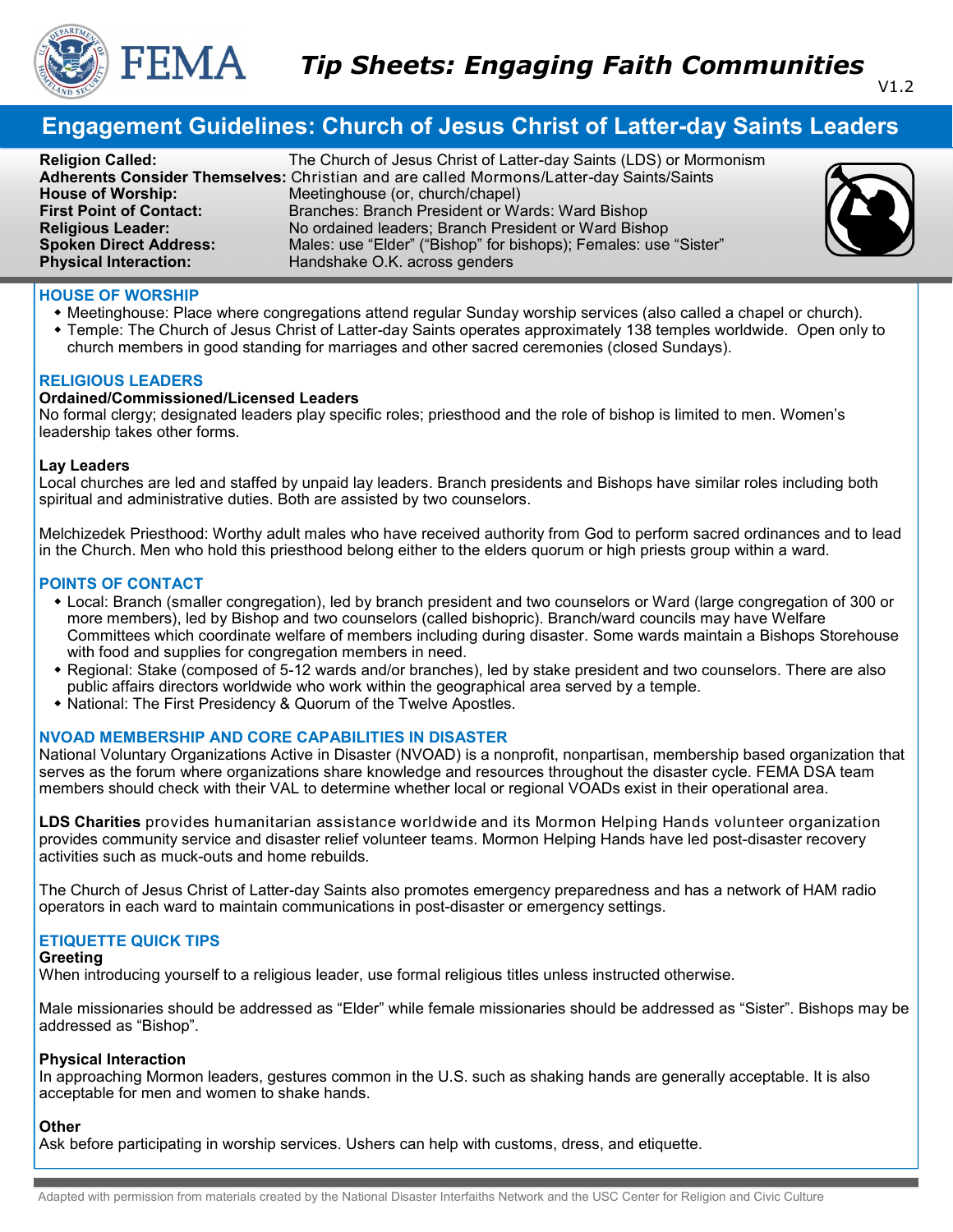# Tip Sheets: Engaging Faith Communities

V1.2

## Engagement Guidelines: Church of Jesus Christ of Latter-day Saints Leaders

**Religion Called:** The Church of Jesus Christ of Latter-day Saints (LDS) or Mormonism
**Adherents Consider Themselves:** Christian and are called Mormons/Latter-day Saints/Saints
**House of Worship:** Meetinghouse (or, church/chapel)
**First Point of Contact:** Branches: Branch President or Wards: Ward Bishop
**Religious Leader:** No ordained leaders; Branch President or Ward Bishop
**Spoken Direct Address:** Males: use "Elder" ("Bishop" for bishops); Females: use "Sister"
**Physical Interaction:** Handshake O.K. across genders

### HOUSE OF WORSHIP

- Meetinghouse: Place where congregations attend regular Sunday worship services (also called a chapel or church).
- Temple: The Church of Jesus Christ of Latter-day Saints operates approximately 138 temples worldwide. Open only to church members in good standing for marriages and other sacred ceremonies (closed Sundays).

### RELIGIOUS LEADERS

**Ordained/Commissioned/Licensed Leaders**
No formal clergy; designated leaders play specific roles; priesthood and the role of bishop is limited to men. Women's leadership takes other forms.

**Lay Leaders**
Local churches are led and staffed by unpaid lay leaders. Branch presidents and Bishops have similar roles including both spiritual and administrative duties. Both are assisted by two counselors.

Melchizedek Priesthood: Worthy adult males who have received authority from God to perform sacred ordinances and to lead in the Church. Men who hold this priesthood belong either to the elders quorum or high priests group within a ward.

### POINTS OF CONTACT

- Local: Branch (smaller congregation), led by branch president and two counselors or Ward (large congregation of 300 or more members), led by Bishop and two counselors (called bishopric). Branch/ward councils may have Welfare Committees which coordinate welfare of members including during disaster. Some wards maintain a Bishops Storehouse with food and supplies for congregation members in need.
- Regional: Stake (composed of 5-12 wards and/or branches), led by stake president and two counselors. There are also public affairs directors worldwide who work within the geographical area served by a temple.
- National: The First Presidency & Quorum of the Twelve Apostles.

### NVOAD MEMBERSHIP AND CORE CAPABILITIES IN DISASTER

National Voluntary Organizations Active in Disaster (NVOAD) is a nonprofit, nonpartisan, membership based organization that serves as the forum where organizations share knowledge and resources throughout the disaster cycle. FEMA DSA team members should check with their VAL to determine whether local or regional VOADs exist in their operational area.

**LDS Charities** provides humanitarian assistance worldwide and its Mormon Helping Hands volunteer organization provides community service and disaster relief volunteer teams. Mormon Helping Hands have led post-disaster recovery activities such as muck-outs and home rebuilds.

The Church of Jesus Christ of Latter-day Saints also promotes emergency preparedness and has a network of HAM radio operators in each ward to maintain communications in post-disaster or emergency settings.

### ETIQUETTE QUICK TIPS

**Greeting**
When introducing yourself to a religious leader, use formal religious titles unless instructed otherwise.

Male missionaries should be addressed as "Elder" while female missionaries should be addressed as "Sister". Bishops may be addressed as "Bishop".

**Physical Interaction**
In approaching Mormon leaders, gestures common in the U.S. such as shaking hands are generally acceptable. It is also acceptable for men and women to shake hands.

**Other**
Ask before participating in worship services. Ushers can help with customs, dress, and etiquette.

Adapted with permission from materials created by the National Disaster Interfaiths Network and the USC Center for Religion and Civic Culture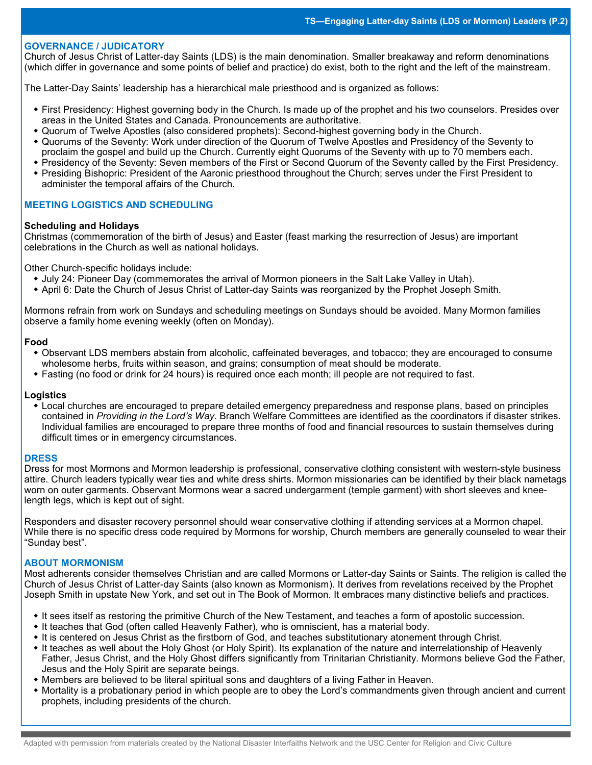## GOVERNANCE / JUDICATORY

Church of Jesus Christ of Latter-day Saints (LDS) is the main denomination. Smaller breakaway and reform denominations (which differ in governance and some points of belief and practice) do exist, both to the right and the left of the mainstream.

The Latter-Day Saints' leadership has a hierarchical male priesthood and is organized as follows:

- First Presidency: Highest governing body in the Church. Is made up of the prophet and his two counselors. Presides over areas in the United States and Canada. Pronouncements are authoritative.
- Quorum of Twelve Apostles (also considered prophets): Second-highest governing body in the Church.
- Quorums of the Seventy: Work under direction of the Quorum of Twelve Apostles and Presidency of the Seventy to proclaim the gospel and build up the Church. Currently eight Quorums of the Seventy with up to 70 members each.
- Presidency of the Seventy: Seven members of the First or Second Quorum of the Seventy called by the First Presidency.
- Presiding Bishopric: President of the Aaronic priesthood throughout the Church; serves under the First President to administer the temporal affairs of the Church.

## MEETING LOGISTICS AND SCHEDULING

### Scheduling and Holidays

Christmas (commemoration of the birth of Jesus) and Easter (feast marking the resurrection of Jesus) are important celebrations in the Church as well as national holidays.

Other Church-specific holidays include:

- July 24: Pioneer Day (commemorates the arrival of Mormon pioneers in the Salt Lake Valley in Utah).
- April 6: Date the Church of Jesus Christ of Latter-day Saints was reorganized by the Prophet Joseph Smith.

Mormons refrain from work on Sundays and scheduling meetings on Sundays should be avoided. Many Mormon families observe a family home evening weekly (often on Monday).

### Food

- Observant LDS members abstain from alcoholic, caffeinated beverages, and tobacco; they are encouraged to consume wholesome herbs, fruits within season, and grains; consumption of meat should be moderate.
- Fasting (no food or drink for 24 hours) is required once each month; ill people are not required to fast.

### Logistics

- Local churches are encouraged to prepare detailed emergency preparedness and response plans, based on principles contained in *Providing in the Lord's Way*. Branch Welfare Committees are identified as the coordinators if disaster strikes. Individual families are encouraged to prepare three months of food and financial resources to sustain themselves during difficult times or in emergency circumstances.

## DRESS

Dress for most Mormons and Mormon leadership is professional, conservative clothing consistent with western-style business attire. Church leaders typically wear ties and white dress shirts. Mormon missionaries can be identified by their black nametags worn on outer garments. Observant Mormons wear a sacred undergarment (temple garment) with short sleeves and knee-length legs, which is kept out of sight.

Responders and disaster recovery personnel should wear conservative clothing if attending services at a Mormon chapel. While there is no specific dress code required by Mormons for worship, Church members are generally counseled to wear their "Sunday best".

## ABOUT MORMONISM

Most adherents consider themselves Christian and are called Mormons or Latter-day Saints or Saints. The religion is called the Church of Jesus Christ of Latter-day Saints (also known as Mormonism). It derives from revelations received by the Prophet Joseph Smith in upstate New York, and set out in The Book of Mormon. It embraces many distinctive beliefs and practices.

- It sees itself as restoring the primitive Church of the New Testament, and teaches a form of apostolic succession.
- It teaches that God (often called Heavenly Father), who is omniscient, has a material body.
- It is centered on Jesus Christ as the firstborn of God, and teaches substitutionary atonement through Christ.
- It teaches as well about the Holy Ghost (or Holy Spirit). Its explanation of the nature and interrelationship of Heavenly Father, Jesus Christ, and the Holy Ghost differs significantly from Trinitarian Christianity. Mormons believe God the Father, Jesus and the Holy Spirit are separate beings.
- Members are believed to be literal spiritual sons and daughters of a living Father in Heaven.
- Mortality is a probationary period in which people are to obey the Lord's commandments given through ancient and current prophets, including presidents of the church.

Adapted with permission from materials created by the National Disaster Interfaiths Network and the USC Center for Religion and Civic Culture